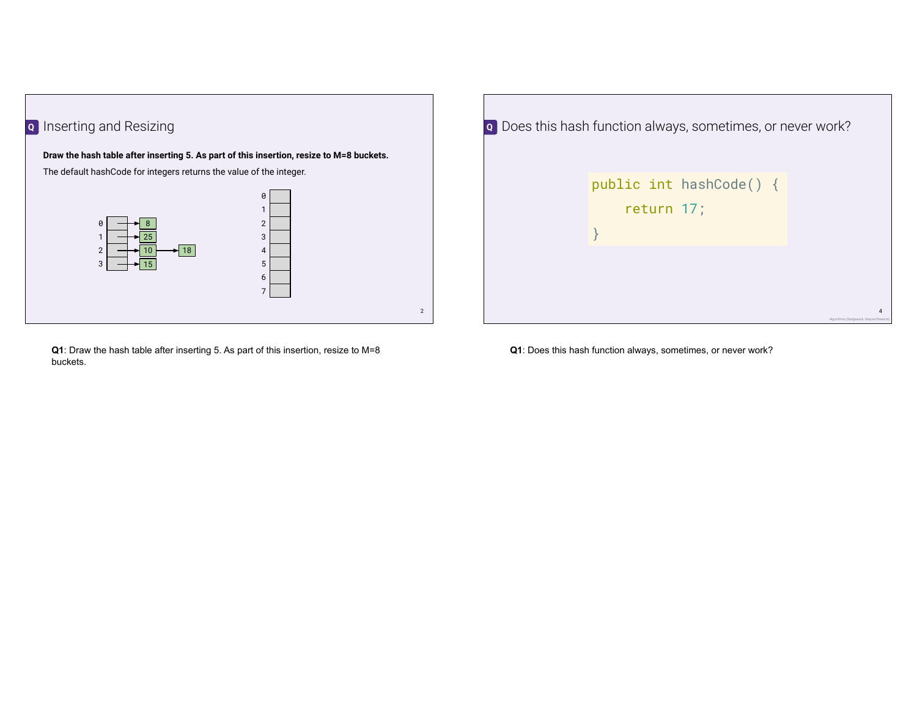## Q Inserting and Resizing

**Draw the hash table after inserting 5. As part of this insertion, resize to M=8 buckets.**

The default hashCode for integers returns the value of the integer.

| Bucket | Contents |
| --- | --- |
| 0 | 8 |
| 1 | 25 |
| 2 | 10 → 18 |
| 3 | 15 |

| Bucket | Contents |
| --- | --- |
| 0 | |
| 1 | |
| 2 | |
| 3 | |
| 4 | |
| 5 | |
| 6 | |
| 7 | |

**Q1**: Draw the hash table after inserting 5. As part of this insertion, resize to M=8 buckets.

## Q Does this hash function always, sometimes, or never work?

```
public int hashCode() {
    return 17;
}
```

Algorithms (Sedgewick, Wayne/Pearson)

**Q1**: Does this hash function always, sometimes, or never work?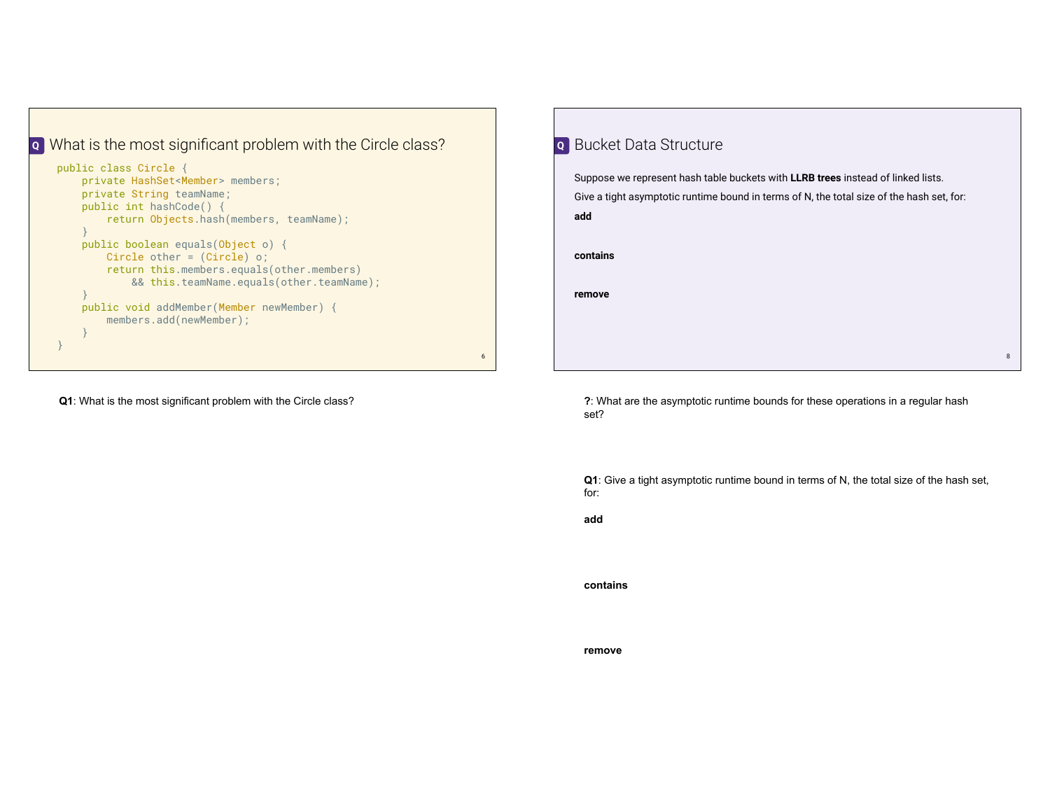## Q What is the most significant problem with the Circle class?

```java
public class Circle {
    private HashSet<Member> members;
    private String teamName;
    public int hashCode() {
        return Objects.hash(members, teamName);
    }
    public boolean equals(Object o) {
        Circle other = (Circle) o;
        return this.members.equals(other.members)
            && this.teamName.equals(other.teamName);
    }
    public void addMember(Member newMember) {
        members.add(newMember);
    }
}
```

**Q1**: What is the most significant problem with the Circle class?

## Q Bucket Data Structure

Suppose we represent hash table buckets with **LLRB trees** instead of linked lists.

Give a tight asymptotic runtime bound in terms of N, the total size of the hash set, for:

**add**

**contains**

**remove**

**?**: What are the asymptotic runtime bounds for these operations in a regular hash set?

**Q1**: Give a tight asymptotic runtime bound in terms of N, the total size of the hash set, for:

**add**

**contains**

**remove**